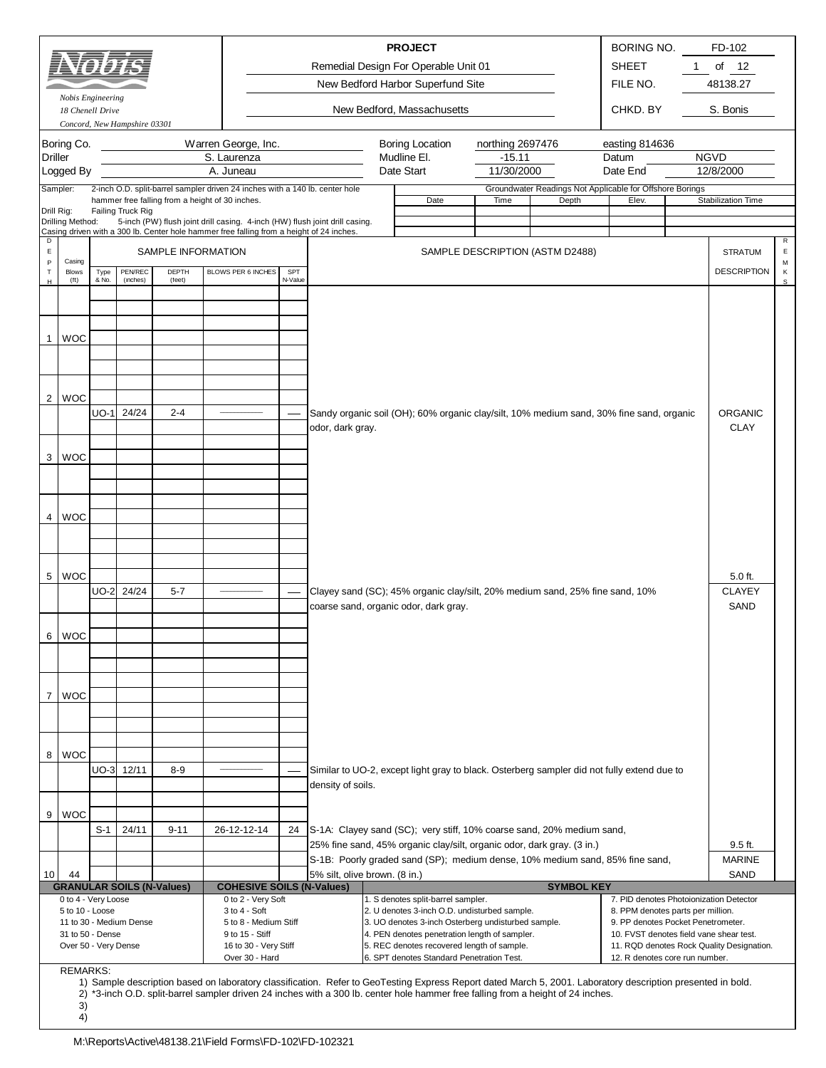**Nobis**

*Nobis Engineering*
*18 Chenell Drive*
*Concord, New Hampshire 03301*

| PROJECT | | |
|---|---|---|
| Remedial Design For Operable Unit 01 | BORING NO. | FD-102 |
| New Bedford Harbor Superfund Site | SHEET | 1 of 12 |
| New Bedford, Massachusetts | FILE NO. | 48138.27 |
| | CHKD. BY | S. Bonis |

| | | | | | |
|---|---|---|---|---|---|
| Boring Co. | Warren George, Inc. | Boring Location | northing 2697476 | easting 814636 | |
| Driller | S. Laurenza | Mudline El. | -15.11 | Datum | NGVD |
| Logged By | A. Juneau | Date Start | 11/30/2000 | Date End | 12/8/2000 |

Sampler: 2-inch O.D. split-barrel sampler driven 24 inches with a 140 lb. center hole hammer free falling from a height of 30 inches.
Drill Rig: Failing Truck Rig
Drilling Method: 5-inch (PW) flush joint drill casing. 4-inch (HW) flush joint drill casing. Casing driven with a 300 lb. Center hole hammer free falling from a height of 24 inches.

Groundwater Readings Not Applicable for Offshore Borings

| Date | Time | Depth | Elev. | Stabilization Time |
|---|---|---|---|---|
| | | | | |

| DEPTH | Casing Blows (ft) | Type & No. | PEN/REC (inches) | DEPTH (feet) | BLOWS PER 6 INCHES | SPT N-Value | SAMPLE DESCRIPTION (ASTM D2488) | STRATUM DESCRIPTION | REMKS |
|---|---|---|---|---|---|---|---|---|---|
| 1 | WOC | | | | | | | | |
| 2 | WOC | | | | | | | | |
| | | UO-1 | 24/24 | 2-4 | ——— | — | Sandy organic soil (OH); 60% organic clay/silt, 10% medium sand, 30% fine sand, organic odor, dark gray. | ORGANIC CLAY | |
| 3 | WOC | | | | | | | | |
| 4 | WOC | | | | | | | | |
| 5 | WOC | | | | | | | 5.0 ft. | |
| | | UO-2 | 24/24 | 5-7 | ——— | — | Clayey sand (SC); 45% organic clay/silt, 20% medium sand, 25% fine sand, 10% coarse sand, organic odor, dark gray. | CLAYEY SAND | |
| 6 | WOC | | | | | | | | |
| 7 | WOC | | | | | | | | |
| 8 | WOC | | | | | | | | |
| | | UO-3 | 12/11 | 8-9 | ——— | — | Similar to UO-2, except light gray to black. Osterberg sampler did not fully extend due to density of soils. | | |
| 9 | WOC | | | | | | | | |
| | | S-1 | 24/11 | 9-11 | 26-12-12-14 | 24 | S-1A: Clayey sand (SC); very stiff, 10% coarse sand, 20% medium sand, 25% fine sand, 45% organic clay/silt, organic odor, dark gray. (3 in.) | 9.5 ft. | |
| | | | | | | | S-1B: Poorly graded sand (SP); medium dense, 10% medium sand, 85% fine sand, 5% silt, olive brown. (8 in.) | MARINE SAND | |
| 10 | 44 | | | | | | | | |

| GRANULAR SOILS (N-Values) | COHESIVE SOILS (N-Values) | SYMBOL KEY | |
|---|---|---|---|
| 0 to 4 - Very Loose | 0 to 2 - Very Soft | 1. S denotes split-barrel sampler. | 7. PID denotes Photoionization Detector |
| 5 to 10 - Loose | 3 to 4 - Soft | 2. U denotes 3-inch O.D. undisturbed sample. | 8. PPM denotes parts per million. |
| 11 to 30 - Medium Dense | 5 to 8 - Medium Stiff | 3. UO denotes 3-inch Osterberg undisturbed sample. | 9. PP denotes Pocket Penetrometer. |
| 31 to 50 - Dense | 9 to 15 - Stiff | 4. PEN denotes penetration length of sampler. | 10. FVST denotes field vane shear test. |
| Over 50 - Very Dense | 16 to 30 - Very Stiff | 5. REC denotes recovered length of sample. | 11. RQD denotes Rock Quality Designation. |
| | Over 30 - Hard | 6. SPT denotes Standard Penetration Test. | 12. R denotes core run number. |

REMARKS:
1) Sample description based on laboratory classification. Refer to GeoTesting Express Report dated March 5, 2001. Laboratory description presented in bold.
2) *3-inch O.D. split-barrel sampler driven 24 inches with a 300 lb. center hole hammer free falling from a height of 24 inches.
3)
4)

M:\Reports\Active\48138.21\Field Forms\FD-102\FD-102321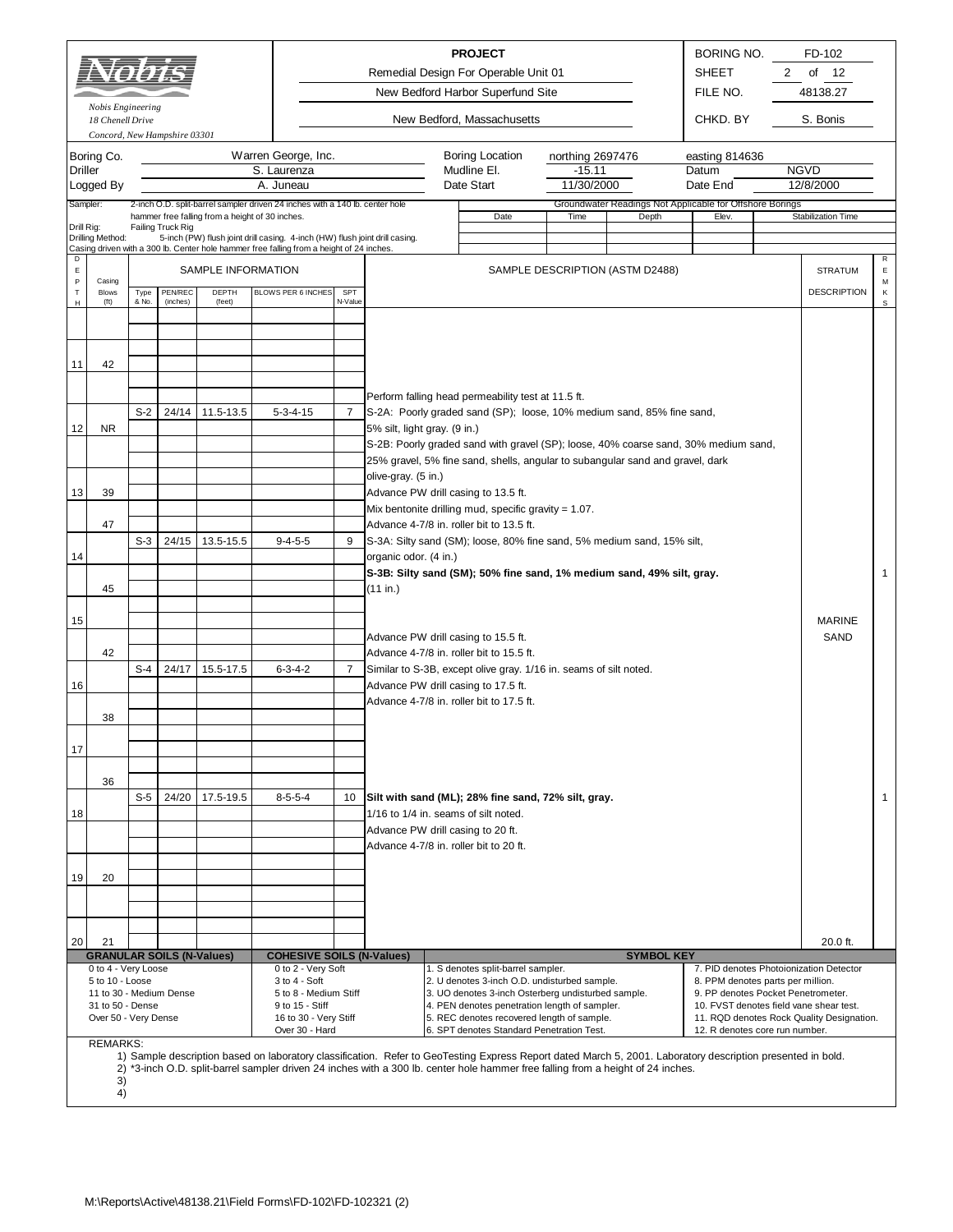**Nobis Engineering**
*18 Chenell Drive*
*Concord, New Hampshire 03301*

| PROJECT | | |
|---|---|---|
| Remedial Design For Operable Unit 01 | BORING NO. | FD-102 |
| New Bedford Harbor Superfund Site | SHEET | 2 of 12 |
| New Bedford, Massachusetts | FILE NO. | 48138.27 |
| | CHKD. BY | S. Bonis |

| | | | | | |
|---|---|---|---|---|---|
| Boring Co. | Warren George, Inc. | Boring Location | northing 2697476 | easting 814636 | |
| Driller | S. Laurenza | Mudline El. | -15.11 | Datum | NGVD |
| Logged By | A. Juneau | Date Start | 11/30/2000 | Date End | 12/8/2000 |

Sampler: 2-inch O.D. split-barrel sampler driven 24 inches with a 140 lb. center hole hammer free falling from a height of 30 inches.
Drill Rig: Failing Truck Rig
Drilling Method: 5-inch (PW) flush joint drill casing. 4-inch (HW) flush joint drill casing. Casing driven with a 300 lb. Center hole hammer free falling from a height of 24 inches.

Groundwater Readings Not Applicable for Offshore Borings

| Date | Time | Depth | Elev. | Stabilization Time |
|---|---|---|---|---|
| | | | | |

| DEPTH | Casing Blows (ft) | Type & No. | PEN/REC (inches) | DEPTH (feet) | BLOWS PER 6 INCHES | SPT N-Value | SAMPLE DESCRIPTION (ASTM D2488) | STRATUM DESCRIPTION | REMARKS |
|---|---|---|---|---|---|---|---|---|---|
| 11 | 42 | | | | | | | | |
| | | | | | | | Perform falling head permeability test at 11.5 ft. | | |
| | | S-2 | 24/14 | 11.5-13.5 | 5-3-4-15 | 7 | S-2A: Poorly graded sand (SP); loose, 10% medium sand, 85% fine sand, | | |
| 12 | NR | | | | | | 5% silt, light gray. (9 in.) | | |
| | | | | | | | S-2B: Poorly graded sand with gravel (SP); loose, 40% coarse sand, 30% medium sand, | | |
| | | | | | | | 25% gravel, 5% fine sand, shells, angular to subangular sand and gravel, dark | | |
| | | | | | | | olive-gray. (5 in.) | | |
| 13 | 39 | | | | | | Advance PW drill casing to 13.5 ft. | | |
| | | | | | | | Mix bentonite drilling mud, specific gravity = 1.07. | | |
| | 47 | | | | | | Advance 4-7/8 in. roller bit to 13.5 ft. | | |
| | | S-3 | 24/15 | 13.5-15.5 | 9-4-5-5 | 9 | S-3A: Silty sand (SM); loose, 80% fine sand, 5% medium sand, 15% silt, | | |
| 14 | | | | | | | organic odor. (4 in.) | | |
| | | | | | | | **S-3B: Silty sand (SM); 50% fine sand, 1% medium sand, 49% silt, gray.** | | 1 |
| | 45 | | | | | | (11 in.) | | |
| 15 | | | | | | | | MARINE SAND | |
| | | | | | | | Advance PW drill casing to 15.5 ft. | | |
| | 42 | | | | | | Advance 4-7/8 in. roller bit to 15.5 ft. | | |
| | | S-4 | 24/17 | 15.5-17.5 | 6-3-4-2 | 7 | Similar to S-3B, except olive gray. 1/16 in. seams of silt noted. | | |
| 16 | | | | | | | Advance PW drill casing to 17.5 ft. | | |
| | | | | | | | Advance 4-7/8 in. roller bit to 17.5 ft. | | |
| | 38 | | | | | | | | |
| 17 | | | | | | | | | |
| | 36 | | | | | | | | |
| | | S-5 | 24/20 | 17.5-19.5 | 8-5-5-4 | 10 | **Silt with sand (ML); 28% fine sand, 72% silt, gray.** | | 1 |
| 18 | | | | | | | 1/16 to 1/4 in. seams of silt noted. | | |
| | | | | | | | Advance PW drill casing to 20 ft. | | |
| | | | | | | | Advance 4-7/8 in. roller bit to 20 ft. | | |
| 19 | 20 | | | | | | | | |
| 20 | 21 | | | | | | | 20.0 ft. | |

| GRANULAR SOILS (N-Values) | COHESIVE SOILS (N-Values) | SYMBOL KEY | |
|---|---|---|---|
| 0 to 4 - Very Loose | 0 to 2 - Very Soft | 1. S denotes split-barrel sampler. | 7. PID denotes Photoionization Detector |
| 5 to 10 - Loose | 3 to 4 - Soft | 2. U denotes 3-inch O.D. undisturbed sample. | 8. PPM denotes parts per million. |
| 11 to 30 - Medium Dense | 5 to 8 - Medium Stiff | 3. UO denotes 3-inch Osterberg undisturbed sample. | 9. PP denotes Pocket Penetrometer. |
| 31 to 50 - Dense | 9 to 15 - Stiff | 4. PEN denotes penetration length of sampler. | 10. FVST denotes field vane shear test. |
| Over 50 - Very Dense | 16 to 30 - Very Stiff | 5. REC denotes recovered length of sample. | 11. RQD denotes Rock Quality Designation. |
| | Over 30 - Hard | 6. SPT denotes Standard Penetration Test. | 12. R denotes core run number. |

REMARKS:
1) Sample description based on laboratory classification. Refer to GeoTesting Express Report dated March 5, 2001. Laboratory description presented in bold.
2) *3-inch O.D. split-barrel sampler driven 24 inches with a 300 lb. center hole hammer free falling from a height of 24 inches.
3)
4)

M:\Reports\Active\48138.21\Field Forms\FD-102\FD-102321 (2)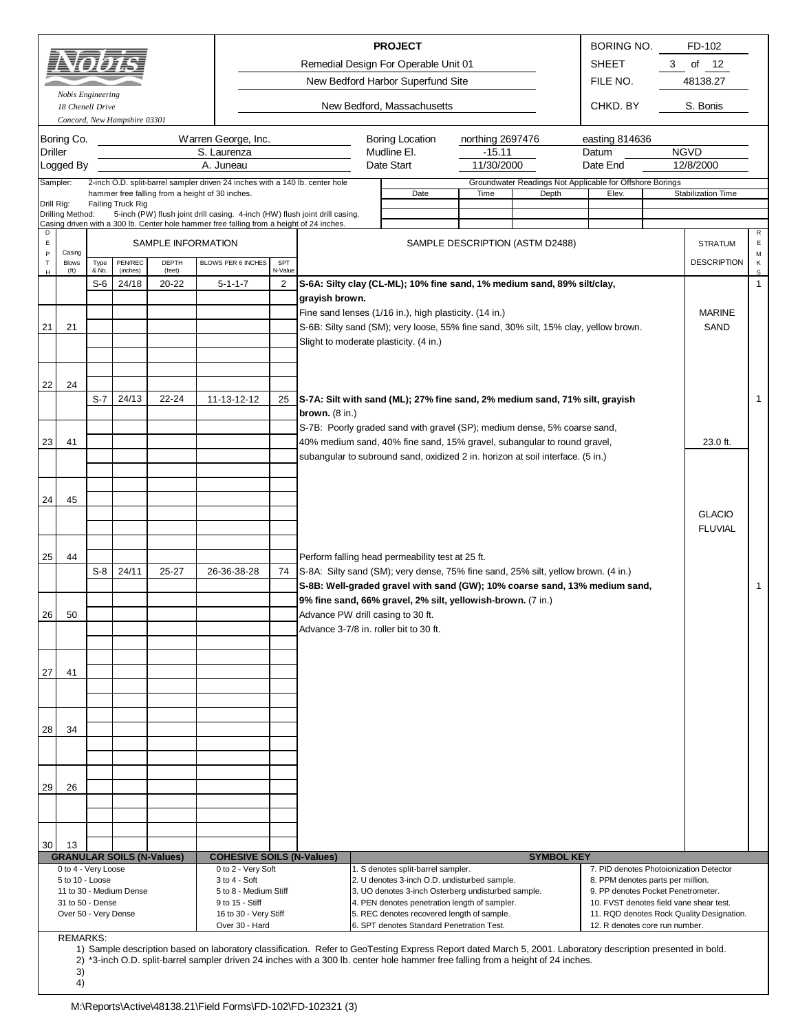**Nobis**

*Nobis Engineering*
*18 Chenell Drive*
*Concord, New Hampshire 03301*

| PROJECT | | |
|---|---|---|
| Remedial Design For Operable Unit 01 | BORING NO. | FD-102 |
| New Bedford Harbor Superfund Site | SHEET | 3 of 12 |
| | FILE NO. | 48138.27 |
| New Bedford, Massachusetts | CHKD. BY | S. Bonis |

| | | | | | |
|---|---|---|---|---|---|
| Boring Co. | Warren George, Inc. | Boring Location | northing 2697476 | easting 814636 | |
| Driller | S. Laurenza | Mudline El. | -15.11 | Datum | NGVD |
| Logged By | A. Juneau | Date Start | 11/30/2000 | Date End | 12/8/2000 |

Sampler: 2-inch O.D. split-barrel sampler driven 24 inches with a 140 lb. center hole hammer free falling from a height of 30 inches.
Drill Rig: Failing Truck Rig
Drilling Method: 5-inch (PW) flush joint drill casing. 4-inch (HW) flush joint drill casing. Casing driven with a 300 lb. Center hole hammer free falling from a height of 24 inches.

Groundwater Readings Not Applicable for Offshore Borings

| Date | Time | Depth | Elev. | Stabilization Time |
|---|---|---|---|---|
| | | | | |

| DEPTH | Casing Blows (ft) | Type & No. | PEN/REC (inches) | DEPTH (feet) | BLOWS PER 6 INCHES | SPT N-Value | SAMPLE DESCRIPTION (ASTM D2488) | STRATUM DESCRIPTION | REMKS |
|---|---|---|---|---|---|---|---|---|---|
| | | S-6 | 24/18 | 20-22 | 5-1-1-7 | 2 | **S-6A: Silty clay (CL-ML); 10% fine sand, 1% medium sand, 89% silt/clay, grayish brown.** | | 1 |
| | | | | | | | Fine sand lenses (1/16 in.), high plasticity. (14 in.) | MARINE | |
| 21 | 21 | | | | | | S-6B: Silty sand (SM); very loose, 55% fine sand, 30% silt, 15% clay, yellow brown. | SAND | |
| | | | | | | | Slight to moderate plasticity. (4 in.) | | |
| 22 | 24 | | | | | | | | |
| | | S-7 | 24/13 | 22-24 | 11-13-12-12 | 25 | **S-7A: Silt with sand (ML); 27% fine sand, 2% medium sand, 71% silt, grayish brown.** (8 in.) | | 1 |
| | | | | | | | S-7B: Poorly graded sand with gravel (SP); medium dense, 5% coarse sand, | | |
| 23 | 41 | | | | | | 40% medium sand, 40% fine sand, 15% gravel, subangular to round gravel, | 23.0 ft. | |
| | | | | | | | subangular to subround sand, oxidized 2 in. horizon at soil interface. (5 in.) | | |
| 24 | 45 | | | | | | | | |
| | | | | | | | | GLACIO FLUVIAL | |
| 25 | 44 | | | | | | Perform falling head permeability test at 25 ft. | | |
| | | S-8 | 24/11 | 25-27 | 26-36-38-28 | 74 | S-8A: Silty sand (SM); very dense, 75% fine sand, 25% silt, yellow brown. (4 in.) | | |
| | | | | | | | **S-8B: Well-graded gravel with sand (GW); 10% coarse sand, 13% medium sand, 9% fine sand, 66% gravel, 2% silt, yellowish-brown.** (7 in.) | | 1 |
| 26 | 50 | | | | | | Advance PW drill casing to 30 ft. | | |
| | | | | | | | Advance 3-7/8 in. roller bit to 30 ft. | | |
| 27 | 41 | | | | | | | | |
| 28 | 34 | | | | | | | | |
| 29 | 26 | | | | | | | | |
| 30 | 13 | | | | | | | | |

| GRANULAR SOILS (N-Values) | COHESIVE SOILS (N-Values) | SYMBOL KEY | |
|---|---|---|---|
| 0 to 4 - Very Loose | 0 to 2 - Very Soft | 1. S denotes split-barrel sampler. | 7. PID denotes Photoionization Detector |
| 5 to 10 - Loose | 3 to 4 - Soft | 2. U denotes 3-inch O.D. undisturbed sample. | 8. PPM denotes parts per million. |
| 11 to 30 - Medium Dense | 5 to 8 - Medium Stiff | 3. UO denotes 3-inch Osterberg undisturbed sample. | 9. PP denotes Pocket Penetrometer. |
| 31 to 50 - Dense | 9 to 15 - Stiff | 4. PEN denotes penetration length of sampler. | 10. FVST denotes field vane shear test. |
| Over 50 - Very Dense | 16 to 30 - Very Stiff | 5. REC denotes recovered length of sample. | 11. RQD denotes Rock Quality Designation. |
| | Over 30 - Hard | 6. SPT denotes Standard Penetration Test. | 12. R denotes core run number. |

REMARKS:
1) Sample description based on laboratory classification. Refer to GeoTesting Express Report dated March 5, 2001. Laboratory description presented in bold.
2) *3-inch O.D. split-barrel sampler driven 24 inches with a 300 lb. center hole hammer free falling from a height of 24 inches.
3)
4)

M:\Reports\Active\48138.21\Field Forms\FD-102\FD-102321 (3)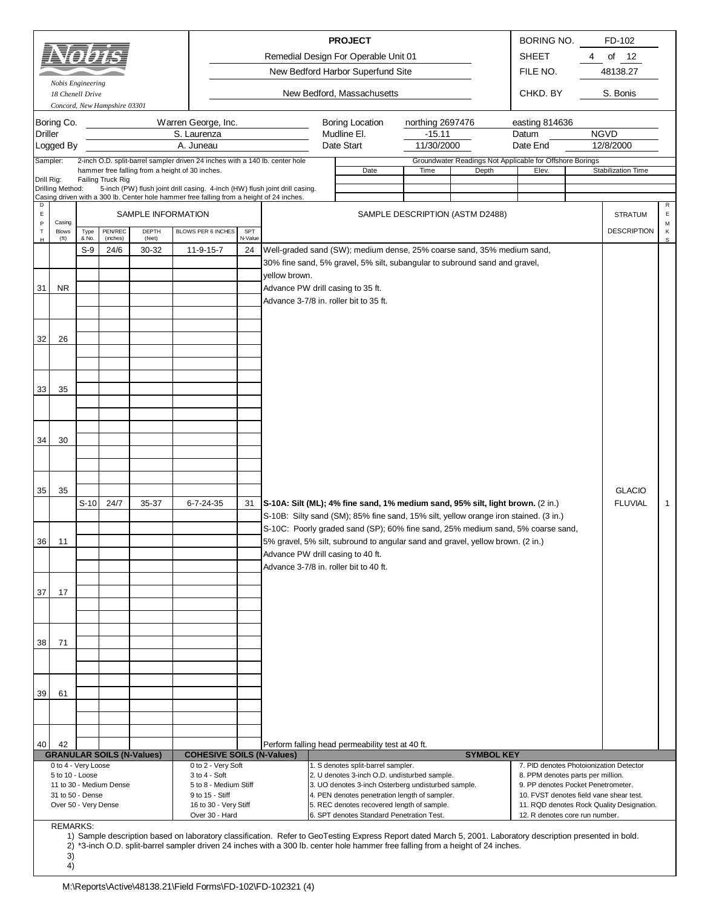**Nobis Engineering**
18 Chenell Drive
Concord, New Hampshire 03301

| PROJECT | | |
|---|---|---|
| Remedial Design For Operable Unit 01 | BORING NO. | FD-102 |
| New Bedford Harbor Superfund Site | SHEET | 4 of 12 |
| | FILE NO. | 48138.27 |
| New Bedford, Massachusetts | CHKD. BY | S. Bonis |

| | | | | | |
|---|---|---|---|---|---|
| Boring Co. | Warren George, Inc. | Boring Location | northing 2697476 | easting 814636 | |
| Driller | S. Laurenza | Mudline El. | -15.11 | Datum | NGVD |
| Logged By | A. Juneau | Date Start | 11/30/2000 | Date End | 12/8/2000 |

Sampler: 2-inch O.D. split-barrel sampler driven 24 inches with a 140 lb. center hole hammer free falling from a height of 30 inches.
Drill Rig: Failing Truck Rig
Drilling Method: 5-inch (PW) flush joint drill casing. 4-inch (HW) flush joint drill casing. Casing driven with a 300 lb. Center hole hammer free falling from a height of 24 inches.

Groundwater Readings Not Applicable for Offshore Borings

| Date | Time | Depth | Elev. | Stabilization Time |
|---|---|---|---|---|
| | | | | |

| DEPTH | Casing Blows (ft) | Type & No. | PEN/REC (inches) | DEPTH (feet) | BLOWS PER 6 INCHES | SPT N-Value | SAMPLE DESCRIPTION (ASTM D2488) | STRATUM DESCRIPTION | REMKS |
|---|---|---|---|---|---|---|---|---|---|
| | | S-9 | 24/6 | 30-32 | 11-9-15-7 | 24 | Well-graded sand (SW); medium dense, 25% coarse sand, 35% medium sand, 30% fine sand, 5% gravel, 5% silt, subangular to subround sand and gravel, yellow brown. | | |
| 31 | NR | | | | | | Advance PW drill casing to 35 ft. Advance 3-7/8 in. roller bit to 35 ft. | | |
| 32 | 26 | | | | | | | | |
| 33 | 35 | | | | | | | | |
| 34 | 30 | | | | | | | | |
| 35 | 35 | | | | | | | GLACIO FLUVIAL | 1 |
| | | S-10 | 24/7 | 35-37 | 6-7-24-35 | 31 | **S-10A: Silt (ML); 4% fine sand, 1% medium sand, 95% silt, light brown.** (2 in.) S-10B: Silty sand (SM); 85% fine sand, 15% silt, yellow orange iron stained. (3 in.) S-10C: Poorly graded sand (SP); 60% fine sand, 25% medium sand, 5% coarse sand, 5% gravel, 5% silt, subround to angular sand and gravel, yellow brown. (2 in.) | | |
| 36 | 11 | | | | | | Advance PW drill casing to 40 ft. Advance 3-7/8 in. roller bit to 40 ft. | | |
| 37 | 17 | | | | | | | | |
| 38 | 71 | | | | | | | | |
| 39 | 61 | | | | | | | | |
| 40 | 42 | | | | | | Perform falling head permeability test at 40 ft. | | |

| GRANULAR SOILS (N-Values) | COHESIVE SOILS (N-Values) | SYMBOL KEY | |
|---|---|---|---|
| 0 to 4 - Very Loose | 0 to 2 - Very Soft | 1. S denotes split-barrel sampler. | 7. PID denotes Photoionization Detector |
| 5 to 10 - Loose | 3 to 4 - Soft | 2. U denotes 3-inch O.D. undisturbed sample. | 8. PPM denotes parts per million. |
| 11 to 30 - Medium Dense | 5 to 8 - Medium Stiff | 3. UO denotes 3-inch Osterberg undisturbed sample. | 9. PP denotes Pocket Penetrometer. |
| 31 to 50 - Dense | 9 to 15 - Stiff | 4. PEN denotes penetration length of sampler. | 10. FVST denotes field vane shear test. |
| Over 50 - Very Dense | 16 to 30 - Very Stiff | 5. REC denotes recovered length of sample. | 11. RQD denotes Rock Quality Designation. |
| | Over 30 - Hard | 6. SPT denotes Standard Penetration Test. | 12. R denotes core run number. |

REMARKS:
1) Sample description based on laboratory classification. Refer to GeoTesting Express Report dated March 5, 2001. Laboratory description presented in bold.
2) *3-inch O.D. split-barrel sampler driven 24 inches with a 300 lb. center hole hammer free falling from a height of 24 inches.
3)
4)

M:\Reports\Active\48138.21\Field Forms\FD-102\FD-102321 (4)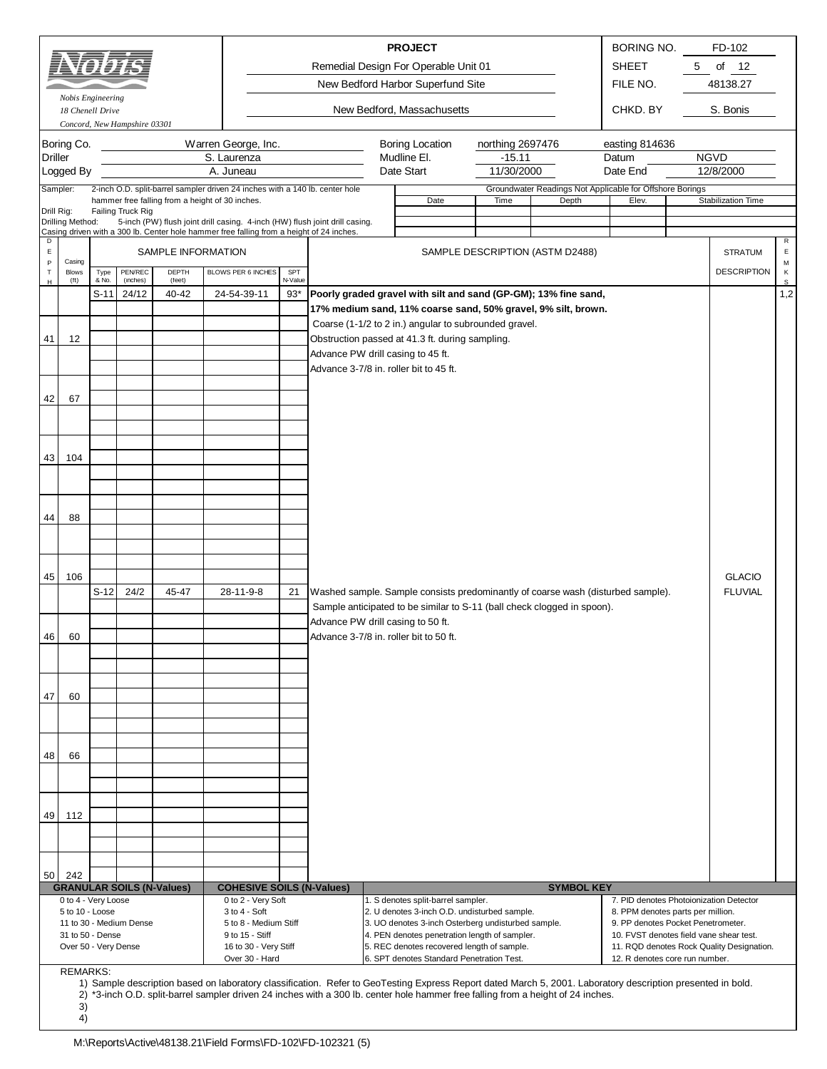# Nobis

Nobis Engineering
18 Chenell Drive
Concord, New Hampshire 03301

**PROJECT**
Remedial Design For Operable Unit 01
New Bedford Harbor Superfund Site
New Bedford, Massachusetts

| BORING NO. | FD-102 |
|---|---|
| SHEET | 5 of 12 |
| FILE NO. | 48138.27 |
| CHKD. BY | S. Bonis |

| Boring Co. | Warren George, Inc. | Boring Location | northing 2697476 | easting 814636 |
|---|---|---|---|---|
| Driller | S. Laurenza | Mudline El. | -15.11 | Datum NGVD |
| Logged By | A. Juneau | Date Start | 11/30/2000 | Date End 12/8/2000 |

Sampler: 2-inch O.D. split-barrel sampler driven 24 inches with a 140 lb. center hole hammer free falling from a height of 30 inches.
Drill Rig: Failing Truck Rig
Drilling Method: 5-inch (PW) flush joint drill casing. 4-inch (HW) flush joint drill casing. Casing driven with a 300 lb. Center hole hammer free falling from a height of 24 inches.

Groundwater Readings Not Applicable for Offshore Borings

| Date | Time | Depth | Elev. | Stabilization Time |
|---|---|---|---|---|
| | | | | |

| DEPTH | Casing Blows (ft) | Type & No. | PEN/REC (inches) | DEPTH (feet) | BLOWS PER 6 INCHES | SPT N-Value | SAMPLE DESCRIPTION (ASTM D2488) | STRATUM DESCRIPTION | REMARKS |
|---|---|---|---|---|---|---|---|---|---|
| | | S-11 | 24/12 | 40-42 | 24-54-39-11 | 93* | **Poorly graded gravel with silt and sand (GP-GM); 13% fine sand, 17% medium sand, 11% coarse sand, 50% gravel, 9% silt, brown.** Coarse (1-1/2 to 2 in.) angular to subrounded gravel. | | 1,2 |
| 41 | 12 | | | | | | Obstruction passed at 41.3 ft. during sampling. Advance PW drill casing to 45 ft. Advance 3-7/8 in. roller bit to 45 ft. | | |
| 42 | 67 | | | | | | | | |
| 43 | 104 | | | | | | | | |
| 44 | 88 | | | | | | | | |
| 45 | 106 | | | | | | | GLACIO FLUVIAL | |
| | | S-12 | 24/2 | 45-47 | 28-11-9-8 | 21 | Washed sample. Sample consists predominantly of coarse wash (disturbed sample). Sample anticipated to be similar to S-11 (ball check clogged in spoon). Advance PW drill casing to 50 ft. Advance 3-7/8 in. roller bit to 50 ft. | | |
| 46 | 60 | | | | | | | | |
| 47 | 60 | | | | | | | | |
| 48 | 66 | | | | | | | | |
| 49 | 112 | | | | | | | | |
| 50 | 242 | | | | | | | | |

| GRANULAR SOILS (N-Values) | COHESIVE SOILS (N-Values) | SYMBOL KEY | |
|---|---|---|---|
| 0 to 4 - Very Loose | 0 to 2 - Very Soft | 1. S denotes split-barrel sampler. | 7. PID denotes Photoionization Detector |
| 5 to 10 - Loose | 3 to 4 - Soft | 2. U denotes 3-inch O.D. undisturbed sample. | 8. PPM denotes parts per million. |
| 11 to 30 - Medium Dense | 5 to 8 - Medium Stiff | 3. UO denotes 3-inch Osterberg undisturbed sample. | 9. PP denotes Pocket Penetrometer. |
| 31 to 50 - Dense | 9 to 15 - Stiff | 4. PEN denotes penetration length of sampler. | 10. FVST denotes field vane shear test. |
| Over 50 - Very Dense | 16 to 30 - Very Stiff | 5. REC denotes recovered length of sample. | 11. RQD denotes Rock Quality Designation. |
| | Over 30 - Hard | 6. SPT denotes Standard Penetration Test. | 12. R denotes core run number. |

REMARKS:
1) Sample description based on laboratory classification. Refer to GeoTesting Express Report dated March 5, 2001. Laboratory description presented in bold.
2) *3-inch O.D. split-barrel sampler driven 24 inches with a 300 lb. center hole hammer free falling from a height of 24 inches.
3)
4)

M:\Reports\Active\48138.21\Field Forms\FD-102\FD-102321 (5)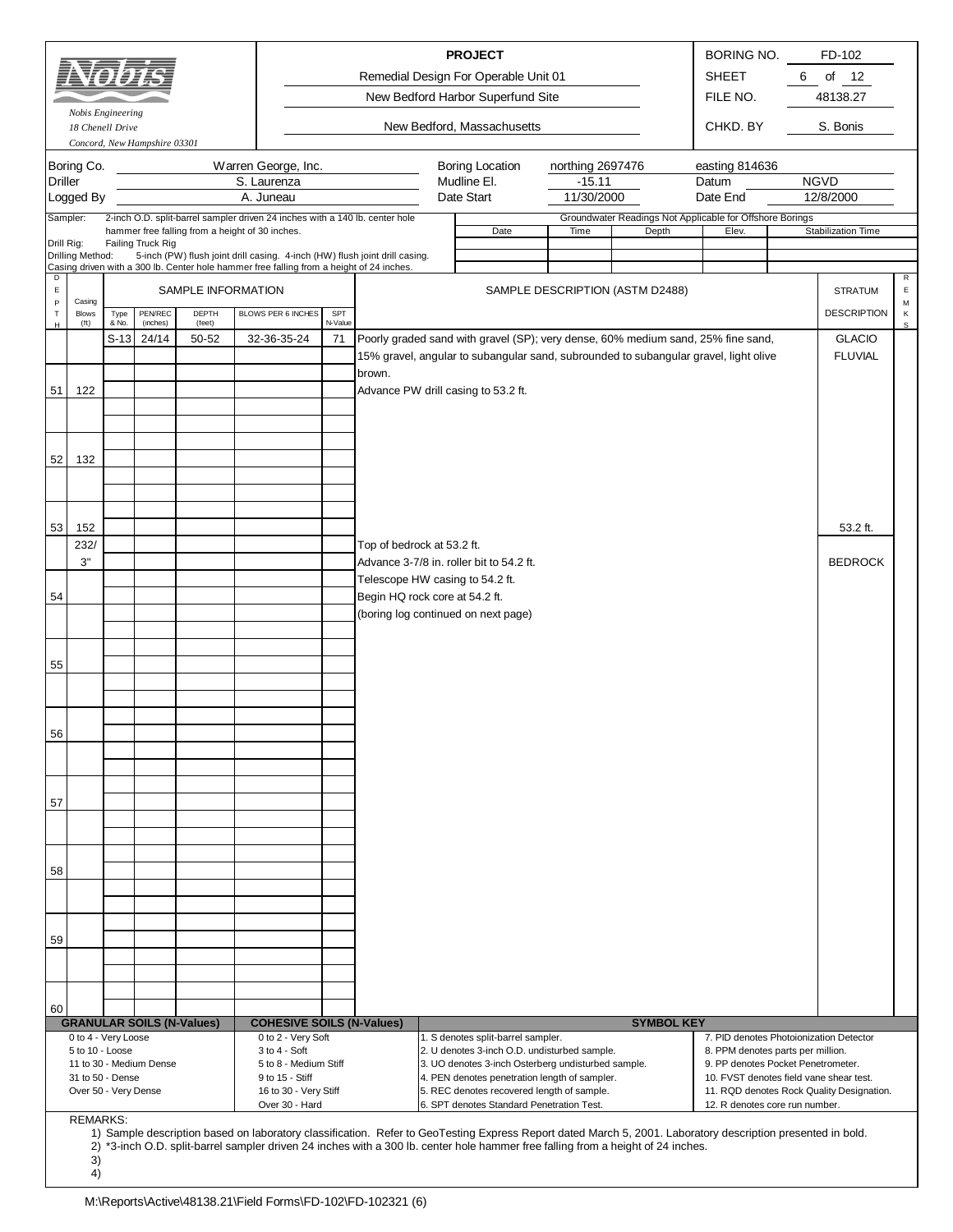**Nobis Engineering**
*18 Chenell Drive*
*Concord, New Hampshire 03301*

| PROJECT | | |
|---|---|---|
| Remedial Design For Operable Unit 01 | BORING NO. | FD-102 |
| New Bedford Harbor Superfund Site | SHEET | 6 of 12 |
| | FILE NO. | 48138.27 |
| New Bedford, Massachusetts | CHKD. BY | S. Bonis |

| | | | | | |
|---|---|---|---|---|---|
| Boring Co. | Warren George, Inc. | Boring Location | northing 2697476 | easting 814636 | |
| Driller | S. Laurenza | Mudline El. | -15.11 | Datum | NGVD |
| Logged By | A. Juneau | Date Start | 11/30/2000 | Date End | 12/8/2000 |

Sampler: 2-inch O.D. split-barrel sampler driven 24 inches with a 140 lb. center hole hammer free falling from a height of 30 inches.
Drill Rig: Failing Truck Rig
Drilling Method: 5-inch (PW) flush joint drill casing. 4-inch (HW) flush joint drill casing.
Casing driven with a 300 lb. Center hole hammer free falling from a height of 24 inches.

Groundwater Readings Not Applicable for Offshore Borings

| Date | Time | Depth | Elev. | Stabilization Time |
|---|---|---|---|---|
| | | | | |

| DEPTH | Casing Blows (ft) | Type & No. | PEN/REC (inches) | DEPTH (feet) | BLOWS PER 6 INCHES | SPT N-Value | SAMPLE DESCRIPTION (ASTM D2488) | STRATUM DESCRIPTION | REMKS |
|---|---|---|---|---|---|---|---|---|---|
| | | S-13 | 24/14 | 50-52 | 32-36-35-24 | 71 | Poorly graded sand with gravel (SP); very dense, 60% medium sand, 25% fine sand, 15% gravel, angular to subangular sand, subrounded to subangular gravel, light olive brown. | GLACIO FLUVIAL | |
| 51 | 122 | | | | | | Advance PW drill casing to 53.2 ft. | | |
| 52 | 132 | | | | | | | | |
| 53 | 152 | | | | | | | 53.2 ft. | |
| | 232/ 3" | | | | | | Top of bedrock at 53.2 ft. Advance 3-7/8 in. roller bit to 54.2 ft. Telescope HW casing to 54.2 ft. | BEDROCK | |
| 54 | | | | | | | Begin HQ rock core at 54.2 ft. (boring log continued on next page) | | |
| 55 | | | | | | | | | |
| 56 | | | | | | | | | |
| 57 | | | | | | | | | |
| 58 | | | | | | | | | |
| 59 | | | | | | | | | |
| 60 | | | | | | | | | |

| GRANULAR SOILS (N-Values) | COHESIVE SOILS (N-Values) | SYMBOL KEY | |
|---|---|---|---|
| 0 to 4 - Very Loose | 0 to 2 - Very Soft | 1. S denotes split-barrel sampler. | 7. PID denotes Photoionization Detector |
| 5 to 10 - Loose | 3 to 4 - Soft | 2. U denotes 3-inch O.D. undisturbed sample. | 8. PPM denotes parts per million. |
| 11 to 30 - Medium Dense | 5 to 8 - Medium Stiff | 3. UO denotes 3-inch Osterberg undisturbed sample. | 9. PP denotes Pocket Penetrometer. |
| 31 to 50 - Dense | 9 to 15 - Stiff | 4. PEN denotes penetration length of sampler. | 10. FVST denotes field vane shear test. |
| Over 50 - Very Dense | 16 to 30 - Very Stiff | 5. REC denotes recovered length of sample. | 11. RQD denotes Rock Quality Designation. |
| | Over 30 - Hard | 6. SPT denotes Standard Penetration Test. | 12. R denotes core run number. |

REMARKS:
1) Sample description based on laboratory classification. Refer to GeoTesting Express Report dated March 5, 2001. Laboratory description presented in bold.
2) *3-inch O.D. split-barrel sampler driven 24 inches with a 300 lb. center hole hammer free falling from a height of 24 inches.
3)
4)

M:\Reports\Active\48138.21\Field Forms\FD-102\FD-102321 (6)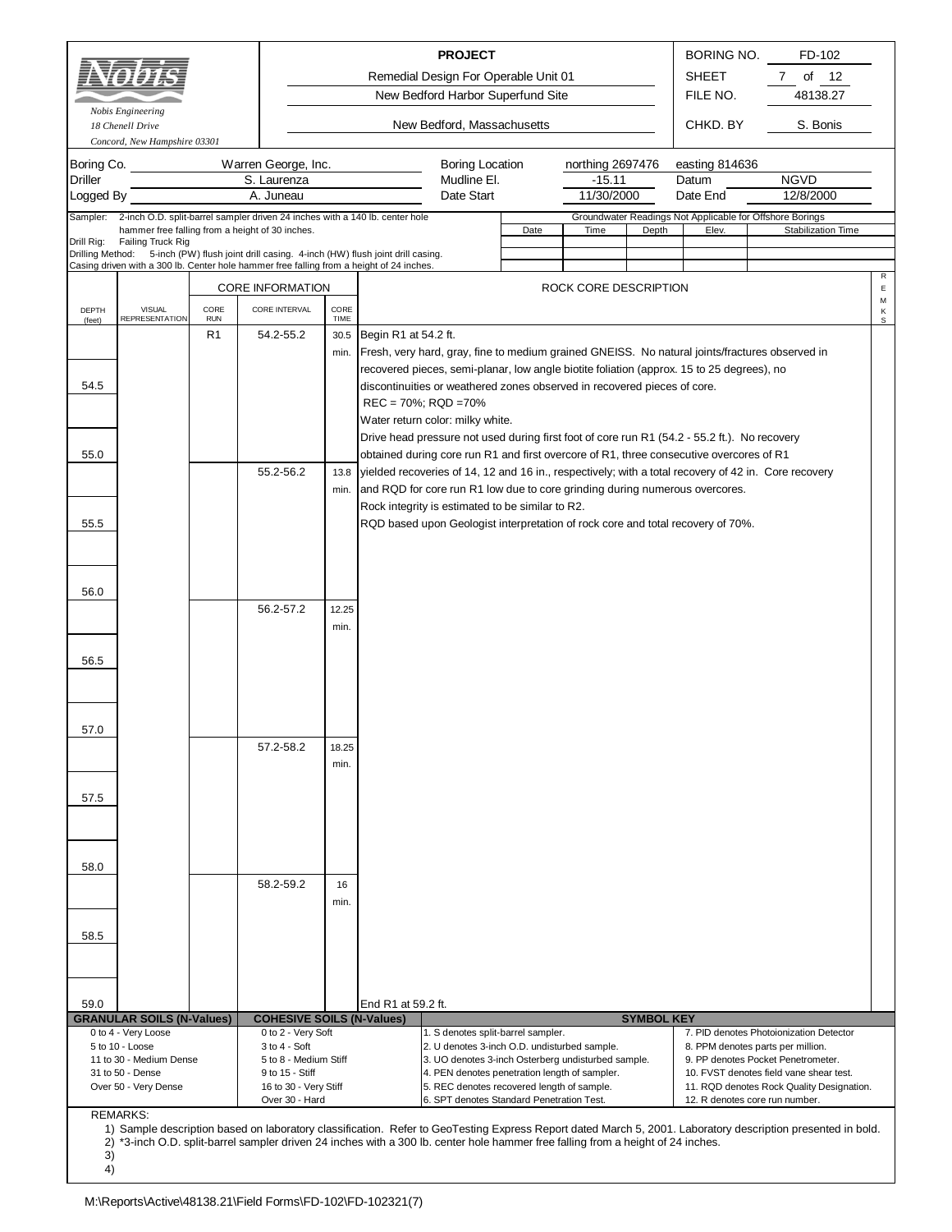**Nobis**
*Nobis Engineering*
*18 Chenell Drive*
*Concord, New Hampshire 03301*

**PROJECT**
Remedial Design For Operable Unit 01
New Bedford Harbor Superfund Site
New Bedford, Massachusetts

| | |
|---|---|
| BORING NO. | FD-102 |
| SHEET | 7 of 12 |
| FILE NO. | 48138.27 |
| CHKD. BY | S. Bonis |

| | | | | | | | |
|---|---|---|---|---|---|---|---|
| Boring Co. | Warren George, Inc. | Boring Location | northing 2697476 | easting 814636 | | | |
| Driller | S. Laurenza | Mudline El. | -15.11 | Datum | NGVD | | |
| Logged By | A. Juneau | Date Start | 11/30/2000 | Date End | 12/8/2000 | | |

Sampler: 2-inch O.D. split-barrel sampler driven 24 inches with a 140 lb. center hole hammer free falling from a height of 30 inches.
Drill Rig: Failing Truck Rig
Drilling Method: 5-inch (PW) flush joint drill casing. 4-inch (HW) flush joint drill casing. Casing driven with a 300 lb. Center hole hammer free falling from a height of 24 inches.

Groundwater Readings Not Applicable for Offshore Borings

| Date | Time | Depth | Elev. | Stabilization Time |
|---|---|---|---|---|
| | | | | |
| | | | | |

| DEPTH (feet) | VISUAL REPRESENTATION | CORE RUN | CORE INTERVAL | CORE TIME | ROCK CORE DESCRIPTION | REMKS |
|---|---|---|---|---|---|---|
| | | R1 | 54.2-55.2 | 30.5 min. | Begin R1 at 54.2 ft. Fresh, very hard, gray, fine to medium grained GNEISS. No natural joints/fractures observed in recovered pieces, semi-planar, low angle biotite foliation (approx. 15 to 25 degrees), no discontinuities or weathered zones observed in recovered pieces of core. REC = 70%; RQD =70% Water return color: milky white. Drive head pressure not used during first foot of core run R1 (54.2 - 55.2 ft.). No recovery obtained during core run R1 and first overcore of R1, three consecutive overcores of R1 yielded recoveries of 14, 12 and 16 in., respectively; with a total recovery of 42 in. Core recovery and RQD for core run R1 low due to core grinding during numerous overcores. Rock integrity is estimated to be similar to R2. RQD based upon Geologist interpretation of rock core and total recovery of 70%. | |
| 54.5 | | | | | | |
| 55.0 | | | | | | |
| | | | 55.2-56.2 | 13.8 min. | | |
| 55.5 | | | | | | |
| 56.0 | | | | | | |
| | | | 56.2-57.2 | 12.25 min. | | |
| 56.5 | | | | | | |
| 57.0 | | | | | | |
| | | | 57.2-58.2 | 18.25 min. | | |
| 57.5 | | | | | | |
| 58.0 | | | | | | |
| | | | 58.2-59.2 | 16 min. | | |
| 58.5 | | | | | | |
| 59.0 | | | | | End R1 at 59.2 ft. | |

| GRANULAR SOILS (N-Values) | COHESIVE SOILS (N-Values) | SYMBOL KEY | |
|---|---|---|---|
| 0 to 4 - Very Loose | 0 to 2 - Very Soft | 1. S denotes split-barrel sampler. | 7. PID denotes Photoionization Detector |
| 5 to 10 - Loose | 3 to 4 - Soft | 2. U denotes 3-inch O.D. undisturbed sample. | 8. PPM denotes parts per million. |
| 11 to 30 - Medium Dense | 5 to 8 - Medium Stiff | 3. UO denotes 3-inch Osterberg undisturbed sample. | 9. PP denotes Pocket Penetrometer. |
| 31 to 50 - Dense | 9 to 15 - Stiff | 4. PEN denotes penetration length of sampler. | 10. FVST denotes field vane shear test. |
| Over 50 - Very Dense | 16 to 30 - Very Stiff | 5. REC denotes recovered length of sample. | 11. RQD denotes Rock Quality Designation. |
| | Over 30 - Hard | 6. SPT denotes Standard Penetration Test. | 12. R denotes core run number. |

REMARKS:
1) Sample description based on laboratory classification. Refer to GeoTesting Express Report dated March 5, 2001. Laboratory description presented in bold.
2) *3-inch O.D. split-barrel sampler driven 24 inches with a 300 lb. center hole hammer free falling from a height of 24 inches.
3)
4)

M:\Reports\Active\48138.21\Field Forms\FD-102\FD-102321(7)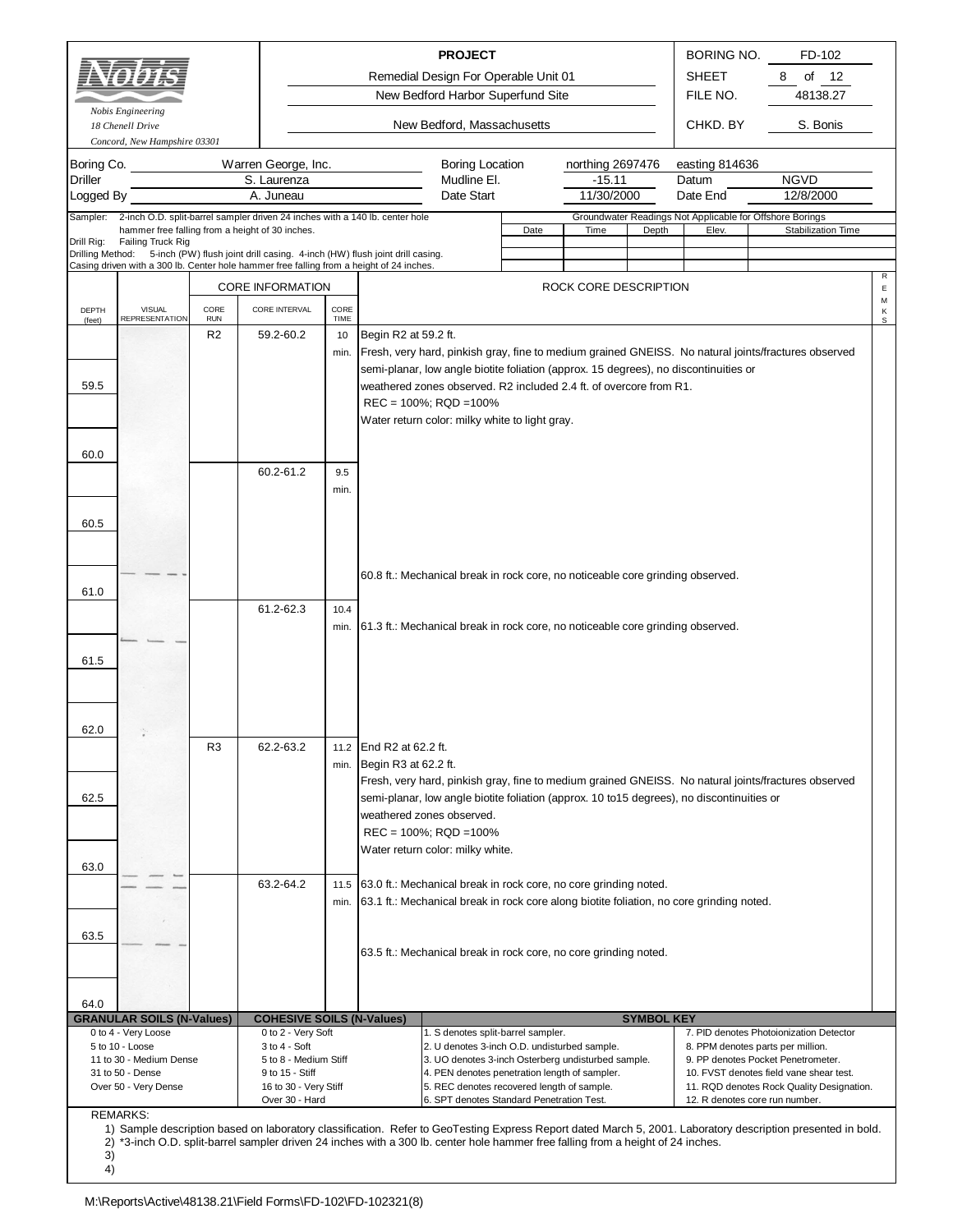| Nobis Engineering<br>18 Chenell Drive<br>Concord, New Hampshire 03301 | **PROJECT**<br>Remedial Design For Operable Unit 01<br>New Bedford Harbor Superfund Site<br>New Bedford, Massachusetts | BORING NO. | FD-102 |
|---|---|---|---|
| | | SHEET | 8 of 12 |
| | | FILE NO. | 48138.27 |
| | | CHKD. BY | S. Bonis |

| | | | | | |
|---|---|---|---|---|---|
| Boring Co. | Warren George, Inc. | Boring Location | northing 2697476 | easting 814636 | |
| Driller | S. Laurenza | Mudline El. | -15.11 | Datum | NGVD |
| Logged By | A. Juneau | Date Start | 11/30/2000 | Date End | 12/8/2000 |

Sampler: 2-inch O.D. split-barrel sampler driven 24 inches with a 140 lb. center hole hammer free falling from a height of 30 inches.
Drill Rig: Failing Truck Rig
Drilling Method: 5-inch (PW) flush joint drill casing. 4-inch (HW) flush joint drill casing. Casing driven with a 300 lb. Center hole hammer free falling from a height of 24 inches.

Groundwater Readings Not Applicable for Offshore Borings

| Date | Time | Depth | Elev. | Stabilization Time |
|---|---|---|---|---|
| | | | | |
| | | | | |

| DEPTH (feet) | VISUAL REPRESENTATION | CORE RUN | CORE INTERVAL | CORE TIME | ROCK CORE DESCRIPTION | REMKS |
|---|---|---|---|---|---|---|
| | | R2 | 59.2-60.2 | 10 min. | Begin R2 at 59.2 ft.<br>Fresh, very hard, pinkish gray, fine to medium grained GNEISS. No natural joints/fractures observed semi-planar, low angle biotite foliation (approx. 15 degrees), no discontinuities or weathered zones observed. R2 included 2.4 ft. of overcore from R1.<br>REC = 100%; RQD =100%<br>Water return color: milky white to light gray. | |
| 59.5 | | | | | | |
| 60.0 | | | 60.2-61.2 | 9.5 min. | | |
| 60.5 | | | | | 60.8 ft.: Mechanical break in rock core, no noticeable core grinding observed. | |
| 61.0 | | | 61.2-62.3 | 10.4 min. | 61.3 ft.: Mechanical break in rock core, no noticeable core grinding observed. | |
| 61.5 | | | | | | |
| 62.0 | | R3 | 62.2-63.2 | 11.2 min. | End R2 at 62.2 ft.<br>Begin R3 at 62.2 ft.<br>Fresh, very hard, pinkish gray, fine to medium grained GNEISS. No natural joints/fractures observed semi-planar, low angle biotite foliation (approx. 10 to15 degrees), no discontinuities or weathered zones observed.<br>REC = 100%; RQD =100%<br>Water return color: milky white. | |
| 62.5 | | | | | | |
| 63.0 | | | 63.2-64.2 | 11.5 min. | 63.0 ft.: Mechanical break in rock core, no core grinding noted.<br>63.1 ft.: Mechanical break in rock core along biotite foliation, no core grinding noted. | |
| 63.5 | | | | | 63.5 ft.: Mechanical break in rock core, no core grinding noted. | |
| 64.0 | | | | | | |

| GRANULAR SOILS (N-Values) | COHESIVE SOILS (N-Values) | SYMBOL KEY | |
|---|---|---|---|
| 0 to 4 - Very Loose | 0 to 2 - Very Soft | 1. S denotes split-barrel sampler. | 7. PID denotes Photoionization Detector |
| 5 to 10 - Loose | 3 to 4 - Soft | 2. U denotes 3-inch O.D. undisturbed sample. | 8. PPM denotes parts per million. |
| 11 to 30 - Medium Dense | 5 to 8 - Medium Stiff | 3. UO denotes 3-inch Osterberg undisturbed sample. | 9. PP denotes Pocket Penetrometer. |
| 31 to 50 - Dense | 9 to 15 - Stiff | 4. PEN denotes penetration length of sampler. | 10. FVST denotes field vane shear test. |
| Over 50 - Very Dense | 16 to 30 - Very Stiff | 5. REC denotes recovered length of sample. | 11. RQD denotes Rock Quality Designation. |
| | Over 30 - Hard | 6. SPT denotes Standard Penetration Test. | 12. R denotes core run number. |

REMARKS:
1) Sample description based on laboratory classification. Refer to GeoTesting Express Report dated March 5, 2001. Laboratory description presented in bold.
2) *3-inch O.D. split-barrel sampler driven 24 inches with a 300 lb. center hole hammer free falling from a height of 24 inches.
3)
4)

M:\Reports\Active\48138.21\Field Forms\FD-102\FD-102321(8)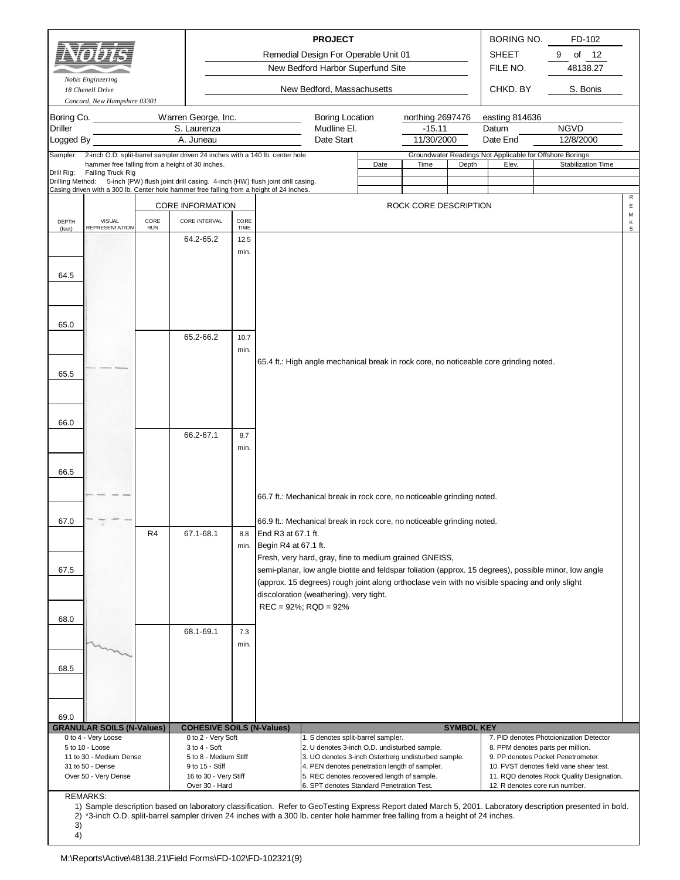| Nobis Engineering<br>18 Chenell Drive<br>Concord, New Hampshire 03301 | **PROJECT**<br>Remedial Design For Operable Unit 01<br>New Bedford Harbor Superfund Site<br>New Bedford, Massachusetts | BORING NO. FD-102<br>SHEET 9 of 12<br>FILE NO. 48138.27<br>CHKD. BY S. Bonis |
|---|---|---|

| | | | | | |
|---|---|---|---|---|---|
| Boring Co. | Warren George, Inc. | Boring Location | northing 2697476 | easting 814636 | |
| Driller | S. Laurenza | Mudline El. | -15.11 | Datum | NGVD |
| Logged By | A. Juneau | Date Start | 11/30/2000 | Date End | 12/8/2000 |

Sampler: 2-inch O.D. split-barrel sampler driven 24 inches with a 140 lb. center hole hammer free falling from a height of 30 inches.
Drill Rig: Failing Truck Rig
Drilling Method: 5-inch (PW) flush joint drill casing. 4-inch (HW) flush joint drill casing. Casing driven with a 300 lb. Center hole hammer free falling from a height of 24 inches.

Groundwater Readings Not Applicable for Offshore Borings

| Date | Time | Depth | Elev. | Stabilization Time |
|---|---|---|---|---|
| | | | | |

| DEPTH (feet) | VISUAL REPRESENTATION | CORE RUN | CORE INTERVAL | CORE TIME | ROCK CORE DESCRIPTION | REMKS |
|---|---|---|---|---|---|---|
| | | | 64.2-65.2 | 12.5 min. | | |
| 64.5 | | | | | | |
| 65.0 | | | 65.2-66.2 | 10.7 min. | | |
| 65.5 | | | | | 65.4 ft.: High angle mechanical break in rock core, no noticeable core grinding noted. | |
| 66.0 | | | 66.2-67.1 | 8.7 min. | | |
| 66.5 | | | | | 66.7 ft.: Mechanical break in rock core, no noticeable grinding noted. | |
| 67.0 | | | | | 66.9 ft.: Mechanical break in rock core, no noticeable grinding noted. | |
| | | R4 | 67.1-68.1 | 8.8 min. | End R3 at 67.1 ft.<br>Begin R4 at 67.1 ft.<br>Fresh, very hard, gray, fine to medium grained GNEISS, semi-planar, low angle biotite and feldspar foliation (approx. 15 degrees), possible minor, low angle (approx. 15 degrees) rough joint along orthoclase vein with no visible spacing and only slight discoloration (weathering), very tight.<br>REC = 92%; RQD = 92% | |
| 67.5 | | | | | | |
| 68.0 | | | 68.1-69.1 | 7.3 min. | | |
| 68.5 | | | | | | |
| 69.0 | | | | | | |

| GRANULAR SOILS (N-Values) | COHESIVE SOILS (N-Values) | SYMBOL KEY | |
|---|---|---|---|
| 0 to 4 - Very Loose | 0 to 2 - Very Soft | 1. S denotes split-barrel sampler. | 7. PID denotes Photoionization Detector |
| 5 to 10 - Loose | 3 to 4 - Soft | 2. U denotes 3-inch O.D. undisturbed sample. | 8. PPM denotes parts per million. |
| 11 to 30 - Medium Dense | 5 to 8 - Medium Stiff | 3. UO denotes 3-inch Osterberg undisturbed sample. | 9. PP denotes Pocket Penetrometer. |
| 31 to 50 - Dense | 9 to 15 - Stiff | 4. PEN denotes penetration length of sampler. | 10. FVST denotes field vane shear test. |
| Over 50 - Very Dense | 16 to 30 - Very Stiff | 5. REC denotes recovered length of sample. | 11. RQD denotes Rock Quality Designation. |
| | Over 30 - Hard | 6. SPT denotes Standard Penetration Test. | 12. R denotes core run number. |

REMARKS:
1) Sample description based on laboratory classification. Refer to GeoTesting Express Report dated March 5, 2001. Laboratory description presented in bold.
2) *3-inch O.D. split-barrel sampler driven 24 inches with a 300 lb. center hole hammer free falling from a height of 24 inches.
3)
4)

M:\Reports\Active\48138.21\Field Forms\FD-102\FD-102321(9)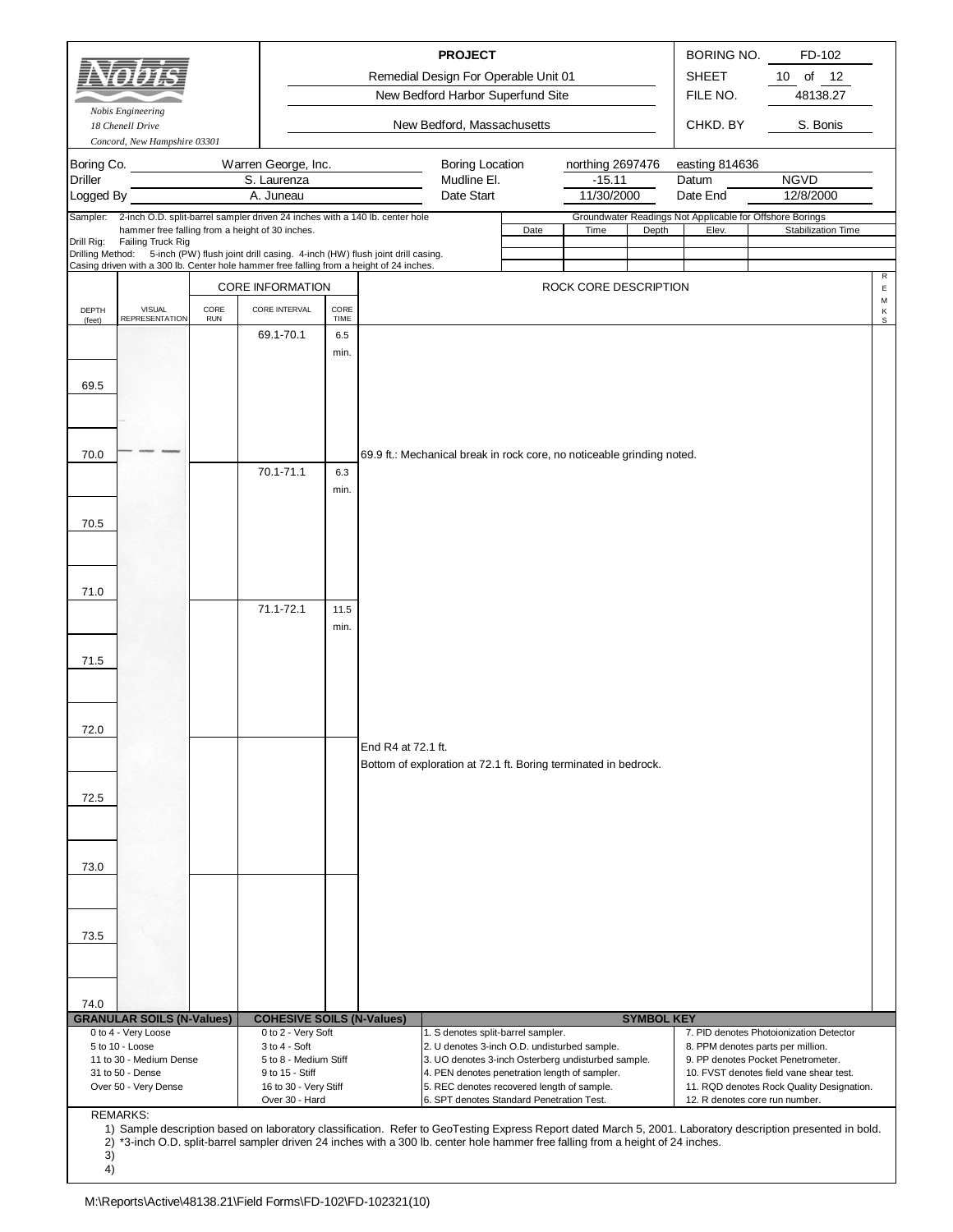| | PROJECT | BORING NO. | FD-102 |
|---|---|---|---|
| **Nobis** Nobis Engineering 18 Chenell Drive Concord, New Hampshire 03301 | Remedial Design For Operable Unit 01 | SHEET | 10 of 12 |
| | New Bedford Harbor Superfund Site | FILE NO. | 48138.27 |
| | New Bedford, Massachusetts | CHKD. BY | S. Bonis |

| | | | | | |
|---|---|---|---|---|---|
| Boring Co. | Warren George, Inc. | Boring Location | northing 2697476 | easting 814636 | |
| Driller | S. Laurenza | Mudline El. | -15.11 | Datum | NGVD |
| Logged By | A. Juneau | Date Start | 11/30/2000 | Date End | 12/8/2000 |

Sampler: 2-inch O.D. split-barrel sampler driven 24 inches with a 140 lb. center hole hammer free falling from a height of 30 inches.
Drill Rig: Failing Truck Rig
Drilling Method: 5-inch (PW) flush joint drill casing. 4-inch (HW) flush joint drill casing. Casing driven with a 300 lb. Center hole hammer free falling from a height of 24 inches.

Groundwater Readings Not Applicable for Offshore Borings

| Date | Time | Depth | Elev. | Stabilization Time |
|---|---|---|---|---|
| | | | | |
| | | | | |

| DEPTH (feet) | VISUAL REPRESENTATION | CORE RUN | CORE INTERVAL | CORE TIME | ROCK CORE DESCRIPTION | REMKS |
|---|---|---|---|---|---|---|
| | | | 69.1-70.1 | 6.5 min. | | |
| 69.5 | | | | | | |
| 70.0 | | | | | 69.9 ft.: Mechanical break in rock core, no noticeable grinding noted. | |
| | | | 70.1-71.1 | 6.3 min. | | |
| 70.5 | | | | | | |
| 71.0 | | | | | | |
| | | | 71.1-72.1 | 11.5 min. | | |
| 71.5 | | | | | | |
| 72.0 | | | | | | |
| | | | | | End R4 at 72.1 ft. Bottom of exploration at 72.1 ft. Boring terminated in bedrock. | |
| 72.5 | | | | | | |
| 73.0 | | | | | | |
| 73.5 | | | | | | |
| 74.0 | | | | | | |

| GRANULAR SOILS (N-Values) | COHESIVE SOILS (N-Values) | SYMBOL KEY | |
|---|---|---|---|
| 0 to 4 - Very Loose | 0 to 2 - Very Soft | 1. S denotes split-barrel sampler. | 7. PID denotes Photoionization Detector |
| 5 to 10 - Loose | 3 to 4 - Soft | 2. U denotes 3-inch O.D. undisturbed sample. | 8. PPM denotes parts per million. |
| 11 to 30 - Medium Dense | 5 to 8 - Medium Stiff | 3. UO denotes 3-inch Osterberg undisturbed sample. | 9. PP denotes Pocket Penetrometer. |
| 31 to 50 - Dense | 9 to 15 - Stiff | 4. PEN denotes penetration length of sampler. | 10. FVST denotes field vane shear test. |
| Over 50 - Very Dense | 16 to 30 - Very Stiff | 5. REC denotes recovered length of sample. | 11. RQD denotes Rock Quality Designation. |
| | Over 30 - Hard | 6. SPT denotes Standard Penetration Test. | 12. R denotes core run number. |

REMARKS:
1) Sample description based on laboratory classification. Refer to GeoTesting Express Report dated March 5, 2001. Laboratory description presented in bold.
2) *3-inch O.D. split-barrel sampler driven 24 inches with a 300 lb. center hole hammer free falling from a height of 24 inches.
3)
4)

M:\Reports\Active\48138.21\Field Forms\FD-102\FD-102321(10)